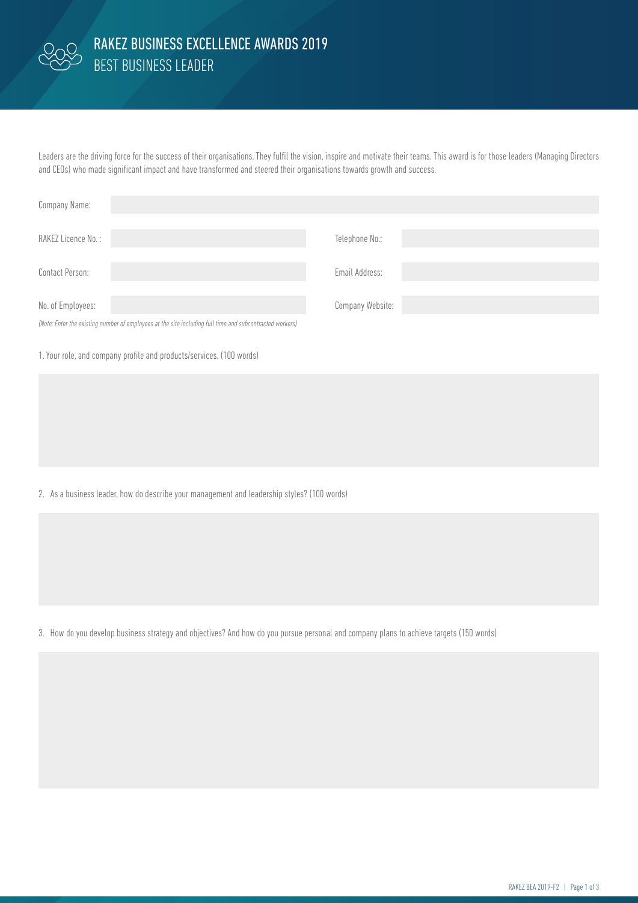# RAKEZ BUSINESS EXCELLENCE AWARDS 2019

## BEST BUSINESS LEADER

Leaders are the driving force for the success of their organisations. They fulfil the vision, inspire and motivate their teams. This award is for those leaders (Managing Directors and CEOs) who made significant impact and have transformed and steered their organisations towards growth and success.

| | | | |
|---|---|---|---|
| Company Name: | | | |
| RAKEZ Licence No. : | | Telephone No.: | |
| Contact Person: | | Email Address: | |
| No. of Employees: | | Company Website: | |

*(Note: Enter the existing number of employees at the site including full time and subcontracted workers)*

1. Your role, and company profile and products/services. (100 words)

2. As a business leader, how do describe your management and leadership styles? (100 words)

3. How do you develop business strategy and objectives? And how do you pursue personal and company plans to achieve targets (150 words)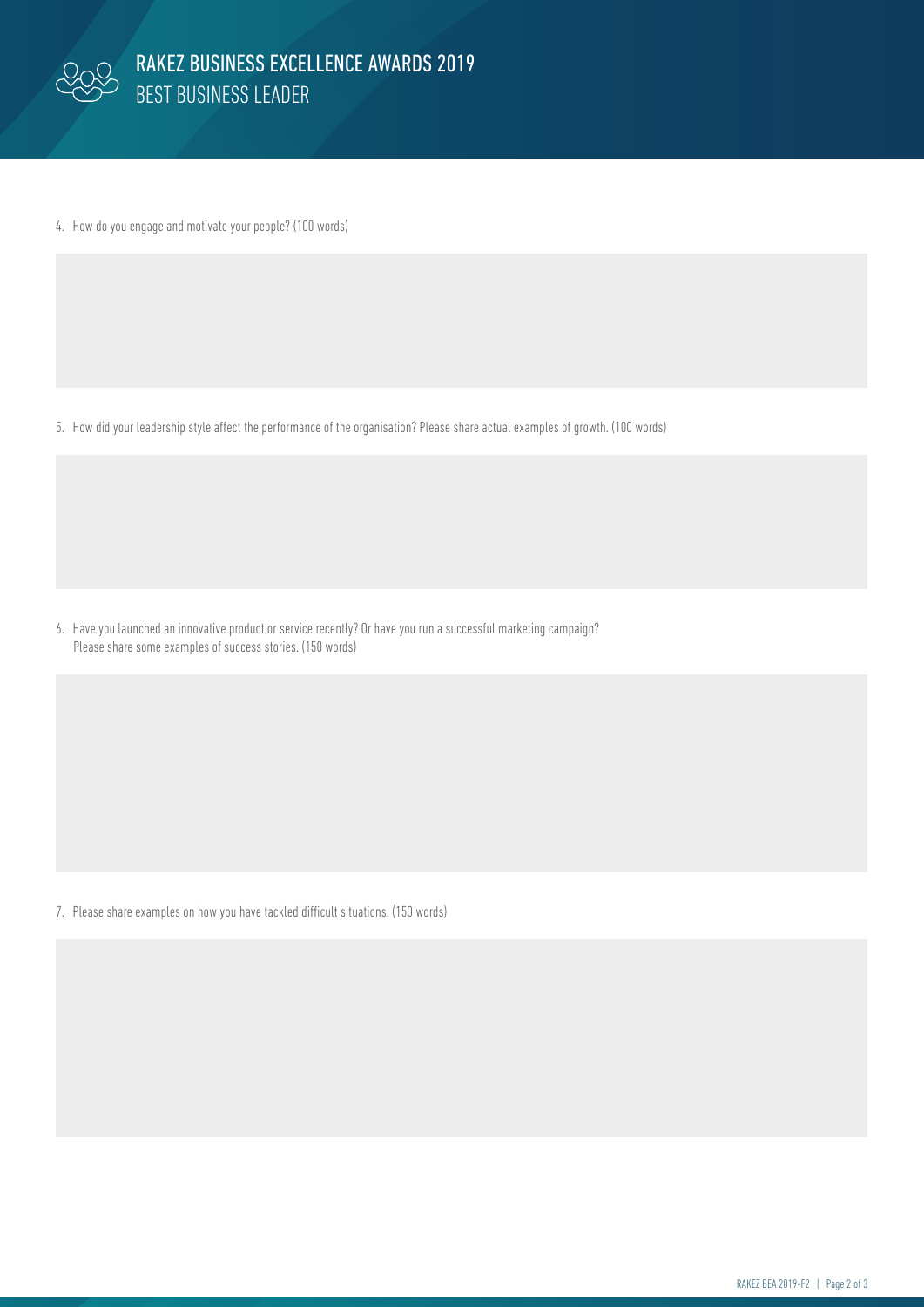# RAKEZ BUSINESS EXCELLENCE AWARDS 2019

## BEST BUSINESS LEADER

4. How do you engage and motivate your people? (100 words)

5. How did your leadership style affect the performance of the organisation? Please share actual examples of growth. (100 words)

6. Have you launched an innovative product or service recently? Or have you run a successful marketing campaign? Please share some examples of success stories. (150 words)

7. Please share examples on how you have tackled difficult situations. (150 words)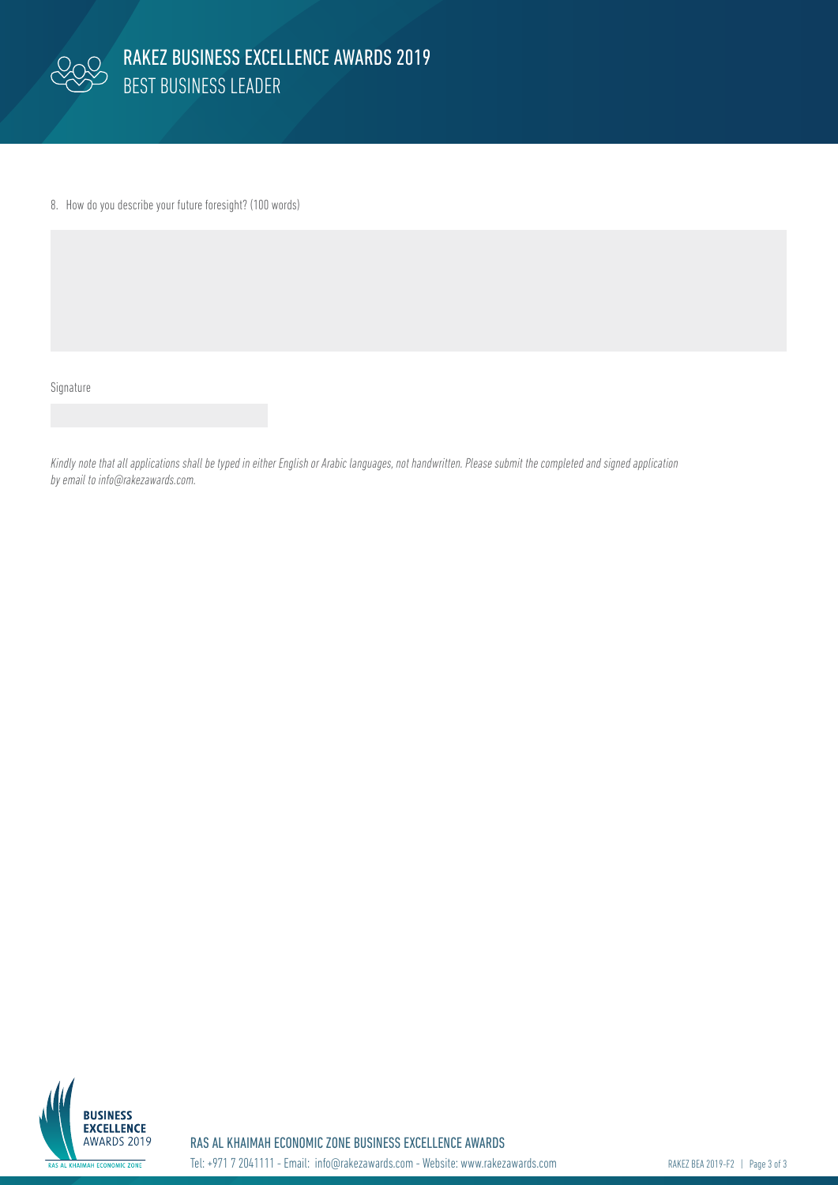8. How do you describe your future foresight? (100 words)

Signature

*Kindly note that all applications shall be typed in either English or Arabic languages, not handwritten. Please submit the completed and signed application by email to info@rakezawards.com.*